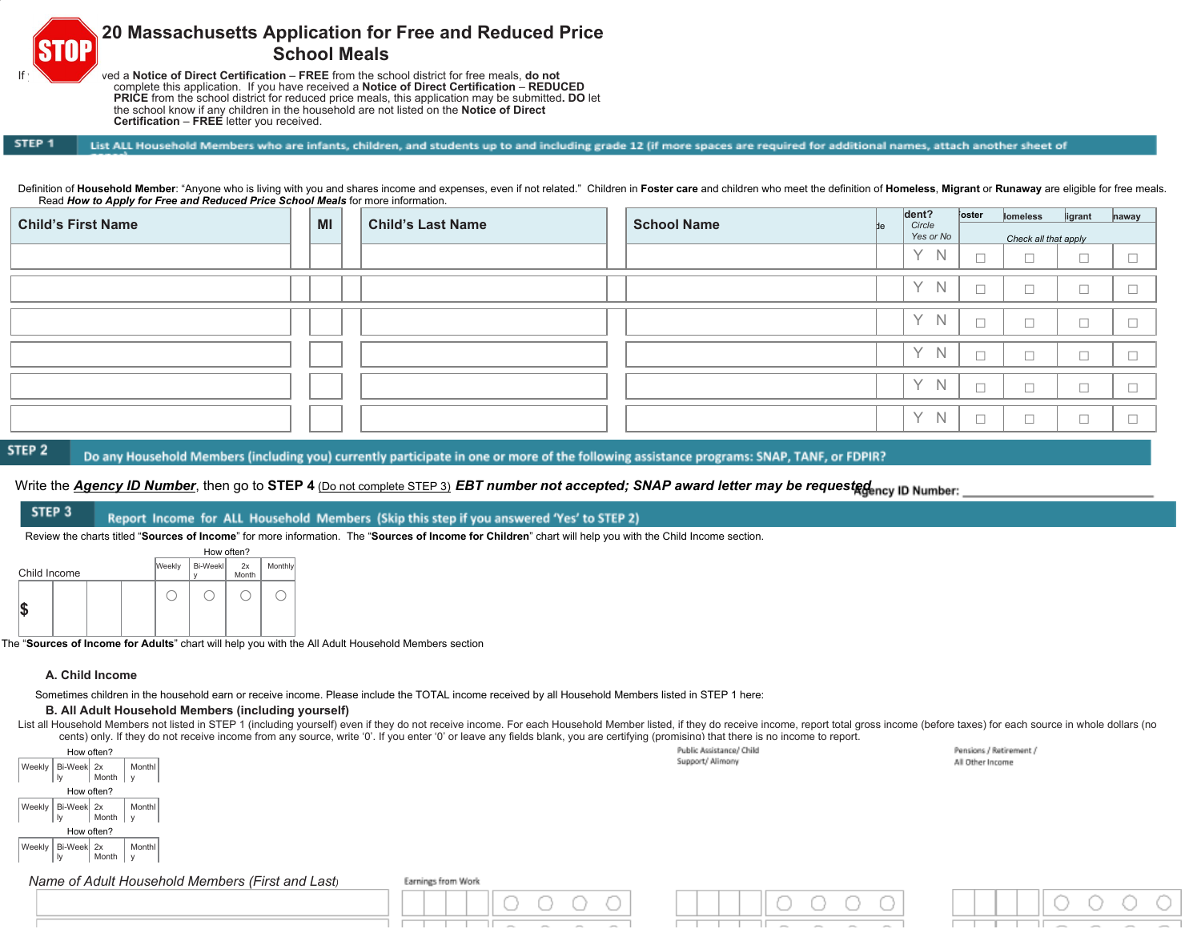# 20 Massachusetts Application for Free and Reduced Price School Meals

STOP

If ved a **Notice of Direct Certification** – **FREE** from the school district for free meals, **do not** complete this application. If you have received a **Notice of Direct Certification** – **REDUCED PRICE** from the school district for reduced price meals, this application may be submitted**. DO** let the school know if any children in the household are not listed on the **Notice of Direct Certification** – **FREE** letter you received.

## STEP 1 List ALL Household Members who are infants, children, and students up to and including grade 12 (if more spaces are required for additional names, attach another sheet of paper)

Definition of **Household Member**: "Anyone who is living with you and shares income and expenses, even if not related." Children in **Foster care** and children who meet the definition of **Homeless**, **Migrant** or **Runaway** are eligible for free meals. Read ***How to Apply for Free and Reduced Price School Meals*** for more information.

| Child's First Name | MI | Child's Last Name | School Name | de | dent? Circle Yes or No | oster | lomeless | ligrant | naway |
|---|---|---|---|---|---|---|---|---|---|
| | | | | | | Check all that apply | | | |
| | | | | | Y N | ☐ | ☐ | ☐ | ☐ |
| | | | | | Y N | ☐ | ☐ | ☐ | ☐ |
| | | | | | Y N | ☐ | ☐ | ☐ | ☐ |
| | | | | | Y N | ☐ | ☐ | ☐ | ☐ |
| | | | | | Y N | ☐ | ☐ | ☐ | ☐ |
| | | | | | Y N | ☐ | ☐ | ☐ | ☐ |

## STEP 2 Do any Household Members (including you) currently participate in one or more of the following assistance programs: SNAP, TANF, or FDPIR?

Write the ***Agency ID Number***, then go to **STEP 4** (Do not complete STEP 3) ***EBT number not accepted; SNAP award letter may be requested.*** Agency ID Number: ______________________

## STEP 3 Report Income for ALL Household Members (Skip this step if you answered 'Yes' to STEP 2)

Review the charts titled "**Sources of Income**" for more information. The "**Sources of Income for Children**" chart will help you with the Child Income section.

| Child Income | How often? Weekly | Bi-Weekly | 2x Month | Monthly |
|---|---|---|---|---|
| $ | ○ | ○ | ○ | ○ |

The "**Sources of Income for Adults**" chart will help you with the All Adult Household Members section

### A. Child Income

Sometimes children in the household earn or receive income. Please include the TOTAL income received by all Household Members listed in STEP 1 here:

### B. All Adult Household Members (including yourself)

List all Household Members not listed in STEP 1 (including yourself) even if they do not receive income. For each Household Member listed, if they do receive income, report total gross income (before taxes) for each source in whole dollars (no cents) only. If they do not receive income from any source, write '0'. If you enter '0' or leave any fields blank, you are certifying (promising) that there is no income to report.

| *Name of Adult Household Members (First and Last)* | Earnings from Work | How often? Weekly / Bi-Weekly / 2x Month / Monthly | Public Assistance/ Child Support/ Alimony | How often? Weekly / Bi-Weekly / 2x Month / Monthly | Pensions / Retirement / All Other Income | How often? Weekly / Bi-Weekly / 2x Month / Monthly |
|---|---|---|---|---|---|---|
| | | ○ ○ ○ ○ | | ○ ○ ○ ○ | | ○ ○ ○ ○ |
| | | ○ ○ ○ ○ | | ○ ○ ○ ○ | | ○ ○ ○ ○ |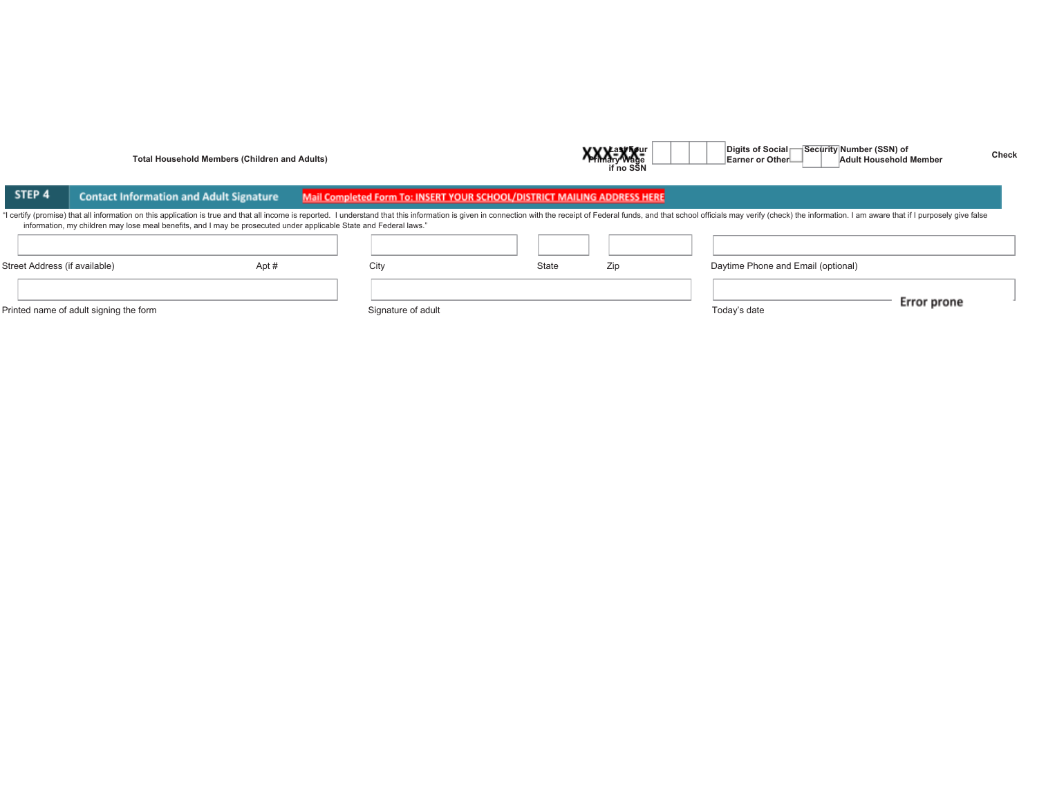Total Household Members (Children and Adults)

XXX-XX- Last Four Digits of Social Security Number (SSN) of Primary Wage Earner or Other Adult Household Member

Check if no SSN

## STEP 4 Contact Information and Adult Signature

**Mail Completed Form To: INSERT YOUR SCHOOL/DISTRICT MAILING ADDRESS HERE**

"I certify (promise) that all information on this application is true and that all income is reported. I understand that this information is given in connection with the receipt of Federal funds, and that school officials may verify (check) the information. I am aware that if I purposely give false information, my children may lose meal benefits, and I may be prosecuted under applicable State and Federal laws."

| Street Address (if available) | Apt # | City | State | Zip | Daytime Phone and Email (optional) |
|---|---|---|---|---|---|
| | | | | | |

| Printed name of adult signing the form | Signature of adult | Today's date |
|---|---|---|
| | | |

Error prone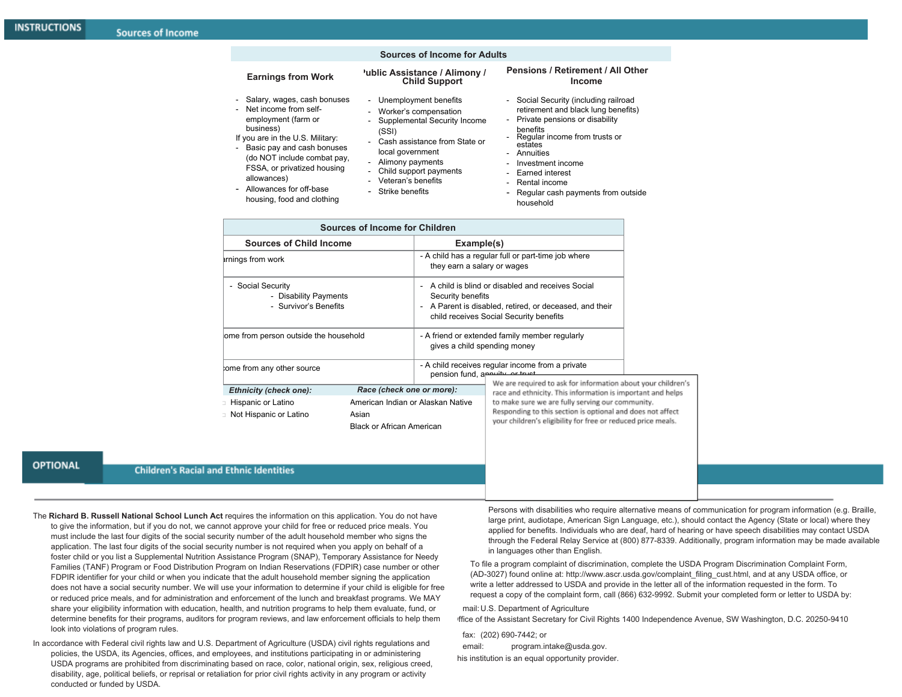## INSTRUCTIONS Sources of Income

### Sources of Income for Adults

**Earnings from Work**

- Salary, wages, cash bonuses
- Net income from self-employment (farm or business)

If you are in the U.S. Military:

- Basic pay and cash bonuses (do NOT include combat pay, FSSA, or privatized housing allowances)
- Allowances for off-base housing, food and clothing

**'ublic Assistance / Alimony / Child Support**

- Unemployment benefits
- Worker's compensation
- Supplemental Security Income (SSI)
- Cash assistance from State or local government
- Alimony payments
- Child support payments
- Veteran's benefits
- Strike benefits

**Pensions / Retirement / All Other Income**

- Social Security (including railroad retirement and black lung benefits)
- Private pensions or disability benefits
- Regular income from trusts or estates
- Annuities
- Investment income
- Earned interest
- Rental income
- Regular cash payments from outside household

### Sources of Income for Children

| Sources of Child Income | Example(s) |
|---|---|
| ırnings from work | - A child has a regular full or part-time job where they earn a salary or wages |
| - Social Security<br>- Disability Payments<br>- Survivor's Benefits | - A child is blind or disabled and receives Social Security benefits<br>- A Parent is disabled, retired, or deceased, and their child receives Social Security benefits |
| ome from person outside the household | - A friend or extended family member regularly gives a child spending money |
| ome from any other source | - A child receives regular income from a private pension fund, annuity, or trust |

## OPTIONAL Children's Racial and Ethnic Identities

We are required to ask for information about your children's race and ethnicity. This information is important and helps to make sure we are fully serving our community. Responding to this section is optional and does not affect your children's eligibility for free or reduced price meals.

***Ethnicity (check one):***

- Hispanic or Latino
- Not Hispanic or Latino

***Race (check one or more):***

- American Indian or Alaskan Native
- Asian
- Black or African American

The **Richard B. Russell National School Lunch Act** requires the information on this application. You do not have to give the information, but if you do not, we cannot approve your child for free or reduced price meals. You must include the last four digits of the social security number of the adult household member who signs the application. The last four digits of the social security number is not required when you apply on behalf of a foster child or you list a Supplemental Nutrition Assistance Program (SNAP), Temporary Assistance for Needy Families (TANF) Program or Food Distribution Program on Indian Reservations (FDPIR) case number or other FDPIR identifier for your child or when you indicate that the adult household member signing the application does not have a social security number. We will use your information to determine if your child is eligible for free or reduced price meals, and for administration and enforcement of the lunch and breakfast programs. We MAY share your eligibility information with education, health, and nutrition programs to help them evaluate, fund, or determine benefits for their programs, auditors for program reviews, and law enforcement officials to help them look into violations of program rules.

In accordance with Federal civil rights law and U.S. Department of Agriculture (USDA) civil rights regulations and policies, the USDA, its Agencies, offices, and employees, and institutions participating in or administering USDA programs are prohibited from discriminating based on race, color, national origin, sex, religious creed, disability, age, political beliefs, or reprisal or retaliation for prior civil rights activity in any program or activity conducted or funded by USDA.

Persons with disabilities who require alternative means of communication for program information (e.g. Braille, large print, audiotape, American Sign Language, etc.), should contact the Agency (State or local) where they applied for benefits. Individuals who are deaf, hard of hearing or have speech disabilities may contact USDA through the Federal Relay Service at (800) 877-8339. Additionally, program information may be made available in languages other than English.

To file a program complaint of discrimination, complete the USDA Program Discrimination Complaint Form, (AD-3027) found online at: http://www.ascr.usda.gov/complaint_filing_cust.html, and at any USDA office, or write a letter addressed to USDA and provide in the letter all of the information requested in the form. To request a copy of the complaint form, call (866) 632-9992. Submit your completed form or letter to USDA by:

mail: U.S. Department of Agriculture
ffice of the Assistant Secretary for Civil Rights 1400 Independence Avenue, SW Washington, D.C. 20250-9410

fax: (202) 690-7442; or

email: program.intake@usda.gov.

his institution is an equal opportunity provider.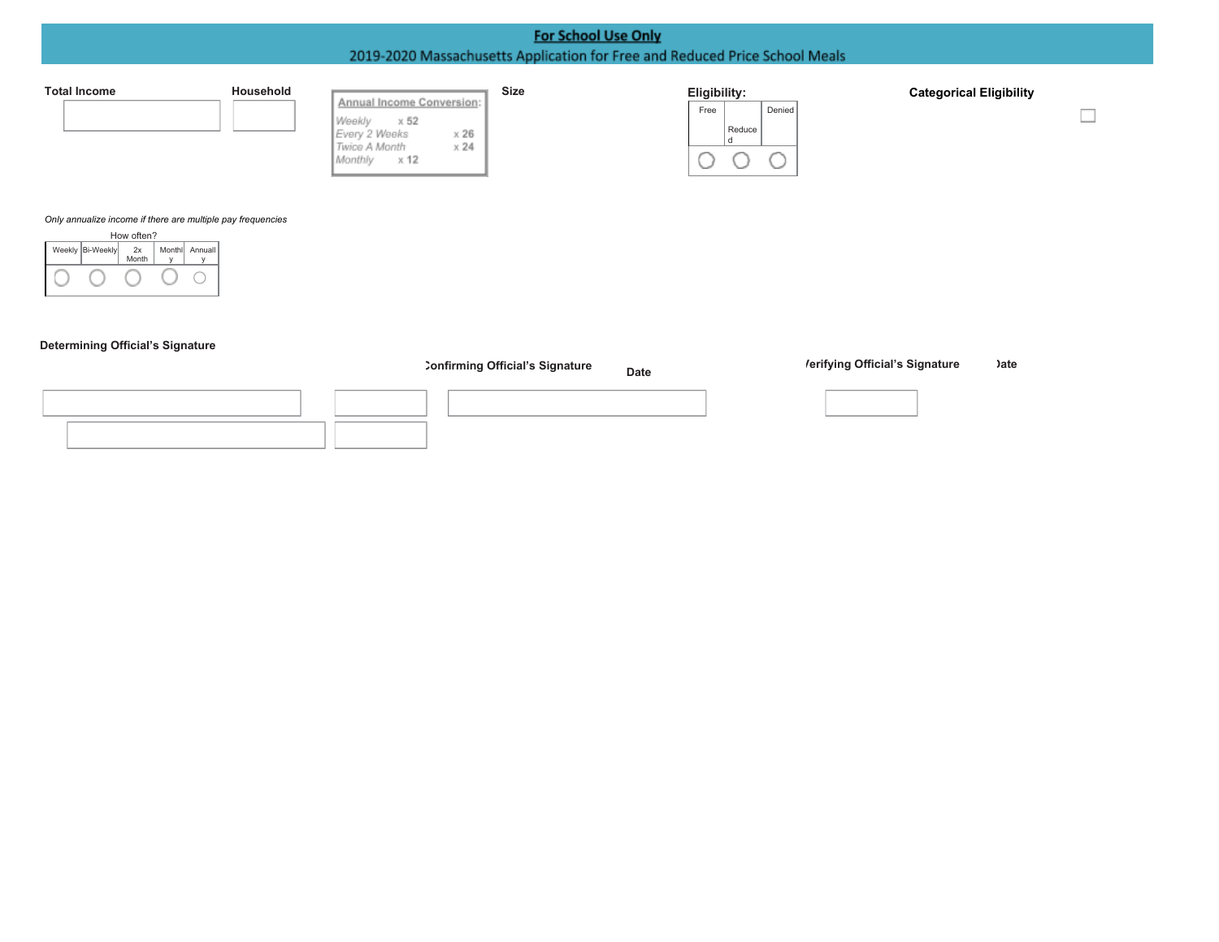**For School Use Only**

2019-2020 Massachusetts Application for Free and Reduced Price School Meals

**Total Income**

**Household Size**

**Annual Income Conversion:**

*Weekly* x 52
*Every 2 Weeks* x 26
*Twice A Month* x 24
*Monthly* x 12

**Eligibility:**

| Free | Reduced | Denied |
|---|---|---|
| ◯ | ◯ | ◯ |

**Categorical Eligibility** ☐

*Only annualize income if there are multiple pay frequencies*

How often?

| Weekly | Bi-Weekly | 2x Month | Monthly | Annually |
|---|---|---|---|---|
| ◯ | ◯ | ◯ | ◯ | ◯ |

**Determining Official's Signature**

**Confirming Official's Signature**

**Date**

**Verifying Official's Signature**

**Date**